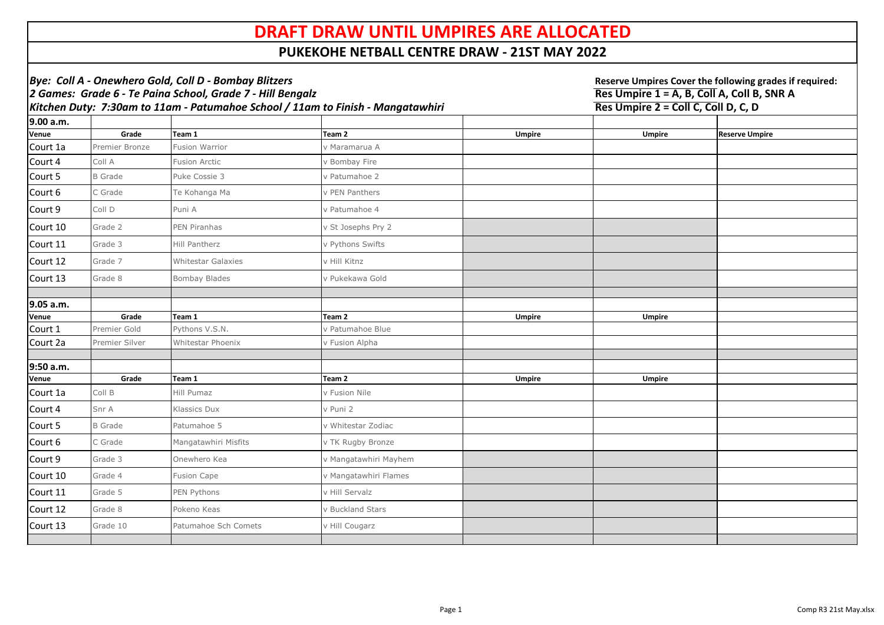# DRAFT DRAW UNTIL UMPIRES ARE ALLOCATED

## PUKEKOHE NETBALL CENTRE DRAW - 21ST MAY 2022

***Bye: Coll A - Onewhero Gold, Coll D - Bombay Blitzers***
***2 Games: Grade 6 - Te Paina School, Grade 7 - Hill Bengalz***
***Kitchen Duty: 7:30am to 11am - Patumahoe School / 11am to Finish - Mangatawhiri***

**Reserve Umpires Cover the following grades if required:**
**Res Umpire 1 = A, B, Coll A, Coll B, SNR A**
**Res Umpire 2 = Coll C, Coll D, C, D**

| 9.00 a.m. | | | | | | |
|---|---|---|---|---|---|---|
| **Venue** | **Grade** | **Team 1** | **Team 2** | **Umpire** | **Umpire** | **Reserve Umpire** |
| Court 1a | Premier Bronze | Fusion Warrior | v Maramarua A | | | |
| Court 4 | Coll A | Fusion Arctic | v Bombay Fire | | | |
| Court 5 | B Grade | Puke Cossie 3 | v Patumahoe 2 | | | |
| Court 6 | C Grade | Te Kohanga Ma | v PEN Panthers | | | |
| Court 9 | Coll D | Puni A | v Patumahoe 4 | | | |
| Court 10 | Grade 2 | PEN Piranhas | v St Josephs Pry 2 | | | |
| Court 11 | Grade 3 | Hill Pantherz | v Pythons Swifts | | | |
| Court 12 | Grade 7 | Whitestar Galaxies | v Hill Kitnz | | | |
| Court 13 | Grade 8 | Bombay Blades | v Pukekawa Gold | | | |
| | | | | | | |
| **9.05 a.m.** | | | | | | |
| **Venue** | **Grade** | **Team 1** | **Team 2** | **Umpire** | **Umpire** | |
| Court 1 | Premier Gold | Pythons V.S.N. | v Patumahoe Blue | | | |
| Court 2a | Premier Silver | Whitestar Phoenix | v Fusion Alpha | | | |
| | | | | | | |
| **9:50 a.m.** | | | | | | |
| **Venue** | **Grade** | **Team 1** | **Team 2** | **Umpire** | **Umpire** | |
| Court 1a | Coll B | Hill Pumaz | v Fusion Nile | | | |
| Court 4 | Snr A | Klassics Dux | v Puni 2 | | | |
| Court 5 | B Grade | Patumahoe 5 | v Whitestar Zodiac | | | |
| Court 6 | C Grade | Mangatawhiri Misfits | v TK Rugby Bronze | | | |
| Court 9 | Grade 3 | Onewhero Kea | v Mangatawhiri Mayhem | | | |
| Court 10 | Grade 4 | Fusion Cape | v Mangatawhiri Flames | | | |
| Court 11 | Grade 5 | PEN Pythons | v Hill Servalz | | | |
| Court 12 | Grade 8 | Pokeno Keas | v Buckland Stars | | | |
| Court 13 | Grade 10 | Patumahoe Sch Comets | v Hill Cougarz | | | |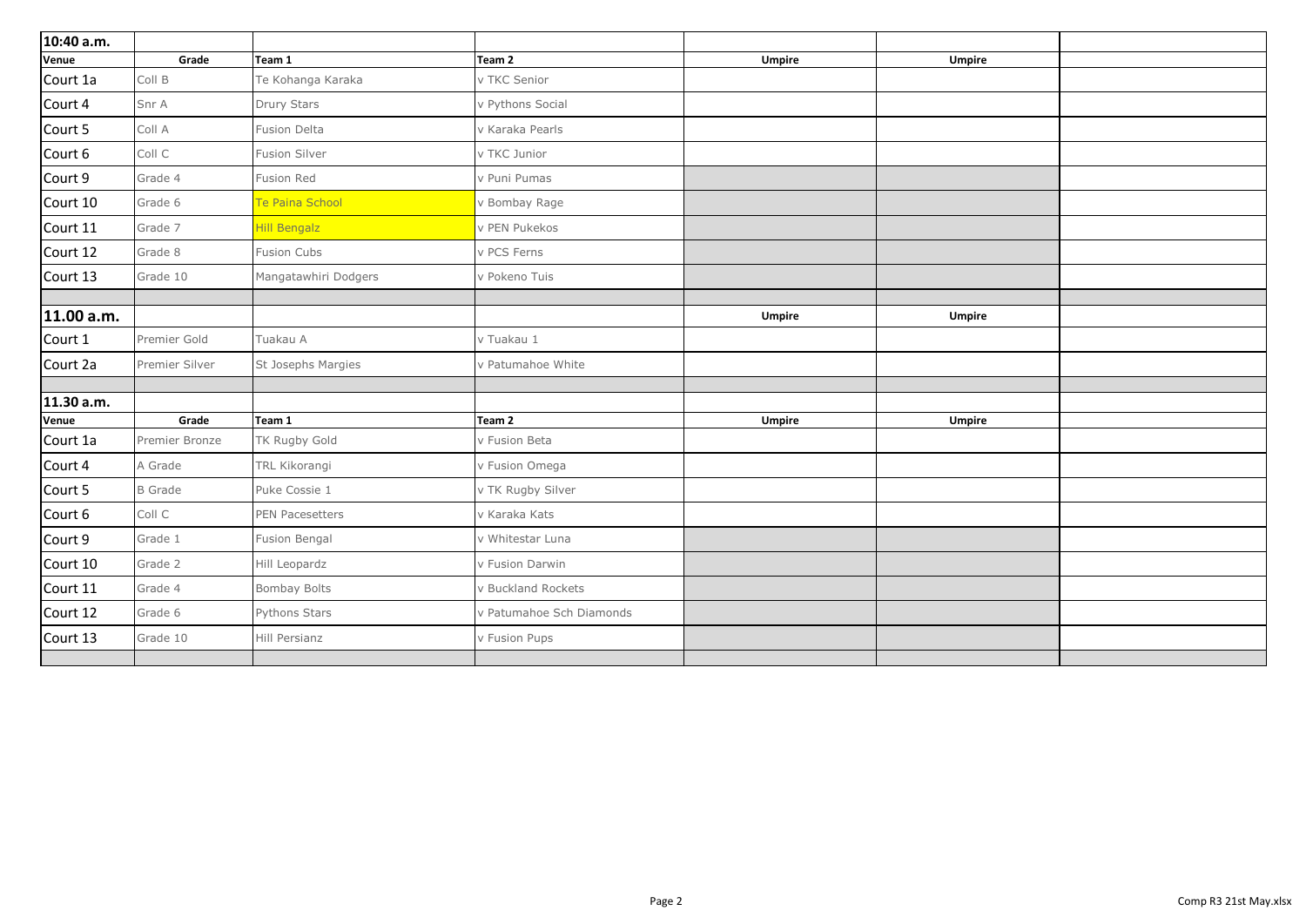| 10:40 a.m. | | | | | | |
|---|---|---|---|---|---|---|
| **Venue** | **Grade** | **Team 1** | **Team 2** | **Umpire** | **Umpire** | |
| Court 1a | Coll B | Te Kohanga Karaka | v TKC Senior | | | |
| Court 4 | Snr A | Drury Stars | v Pythons Social | | | |
| Court 5 | Coll A | Fusion Delta | v Karaka Pearls | | | |
| Court 6 | Coll C | Fusion Silver | v TKC Junior | | | |
| Court 9 | Grade 4 | Fusion Red | v Puni Pumas | | | |
| Court 10 | Grade 6 | Te Paina School | v Bombay Rage | | | |
| Court 11 | Grade 7 | Hill Bengalz | v PEN Pukekos | | | |
| Court 12 | Grade 8 | Fusion Cubs | v PCS Ferns | | | |
| Court 13 | Grade 10 | Mangatawhiri Dodgers | v Pokeno Tuis | | | |
| | | | | | | |
| **11.00 a.m.** | | | | **Umpire** | **Umpire** | |
| Court 1 | Premier Gold | Tuakau A | v Tuakau 1 | | | |
| Court 2a | Premier Silver | St Josephs Margies | v Patumahoe White | | | |
| | | | | | | |
| **11.30 a.m.** | | | | | | |
| **Venue** | **Grade** | **Team 1** | **Team 2** | **Umpire** | **Umpire** | |
| Court 1a | Premier Bronze | TK Rugby Gold | v Fusion Beta | | | |
| Court 4 | A Grade | TRL Kikorangi | v Fusion Omega | | | |
| Court 5 | B Grade | Puke Cossie 1 | v TK Rugby Silver | | | |
| Court 6 | Coll C | PEN Pacesetters | v Karaka Kats | | | |
| Court 9 | Grade 1 | Fusion Bengal | v Whitestar Luna | | | |
| Court 10 | Grade 2 | Hill Leopardz | v Fusion Darwin | | | |
| Court 11 | Grade 4 | Bombay Bolts | v Buckland Rockets | | | |
| Court 12 | Grade 6 | Pythons Stars | v Patumahoe Sch Diamonds | | | |
| Court 13 | Grade 10 | Hill Persianz | v Fusion Pups | | | |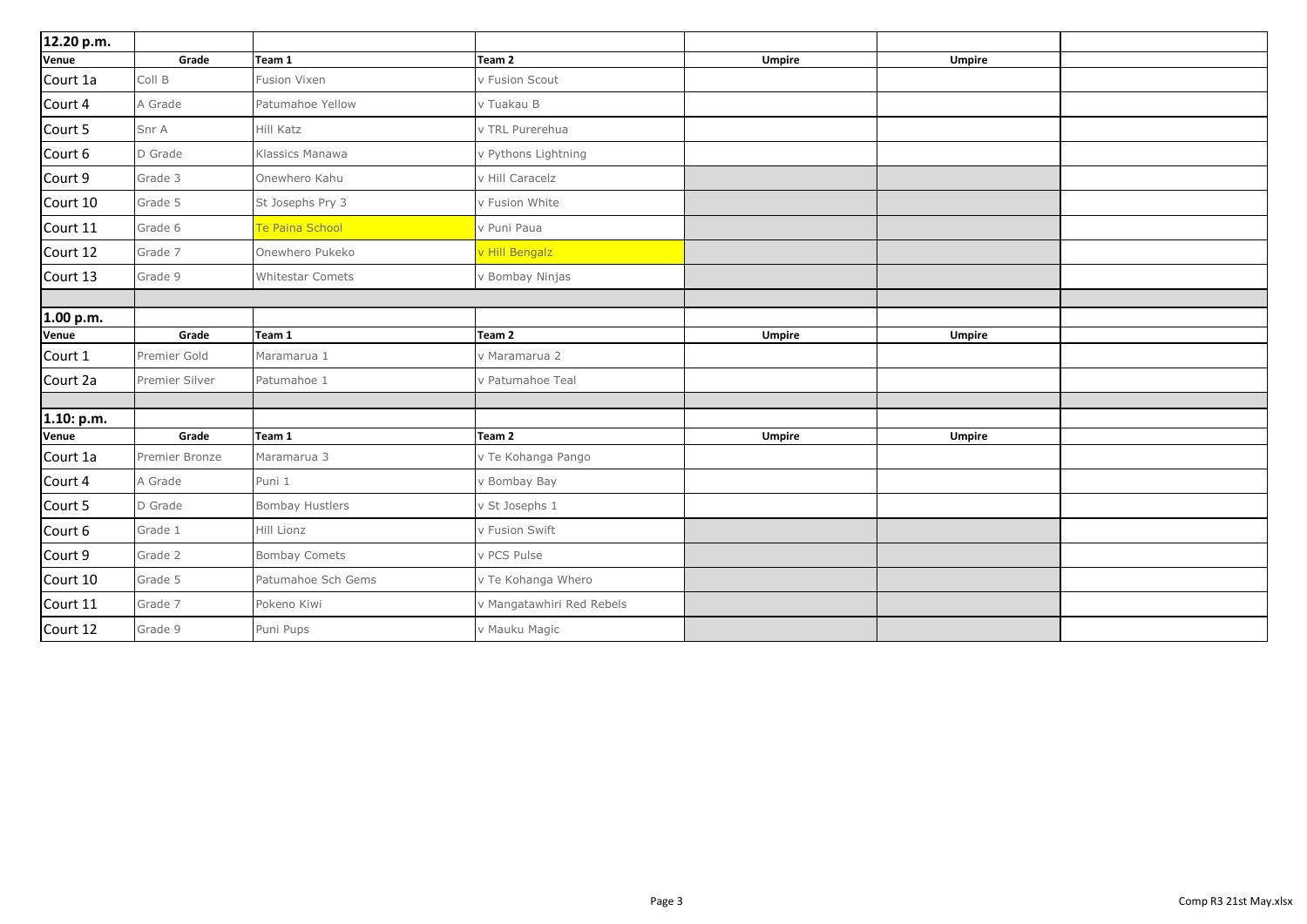| 12.20 p.m. | | | | | | |
|---|---|---|---|---|---|---|
| **Venue** | **Grade** | **Team 1** | **Team 2** | **Umpire** | **Umpire** | |
| Court 1a | Coll B | Fusion Vixen | v Fusion Scout | | | |
| Court 4 | A Grade | Patumahoe Yellow | v Tuakau B | | | |
| Court 5 | Snr A | Hill Katz | v TRL Purerehua | | | |
| Court 6 | D Grade | Klassics Manawa | v Pythons Lightning | | | |
| Court 9 | Grade 3 | Onewhero Kahu | v Hill Caracelz | | | |
| Court 10 | Grade 5 | St Josephs Pry 3 | v Fusion White | | | |
| Court 11 | Grade 6 | Te Paina School | v Puni Paua | | | |
| Court 12 | Grade 7 | Onewhero Pukeko | v Hill Bengalz | | | |
| Court 13 | Grade 9 | Whitestar Comets | v Bombay Ninjas | | | |

| 1.00 p.m. | | | | | | |
|---|---|---|---|---|---|---|
| **Venue** | **Grade** | **Team 1** | **Team 2** | **Umpire** | **Umpire** | |
| Court 1 | Premier Gold | Maramarua 1 | v Maramarua 2 | | | |
| Court 2a | Premier Silver | Patumahoe 1 | v Patumahoe Teal | | | |

| 1.10: p.m. | | | | | | |
|---|---|---|---|---|---|---|
| **Venue** | **Grade** | **Team 1** | **Team 2** | **Umpire** | **Umpire** | |
| Court 1a | Premier Bronze | Maramarua 3 | v Te Kohanga Pango | | | |
| Court 4 | A Grade | Puni 1 | v Bombay Bay | | | |
| Court 5 | D Grade | Bombay Hustlers | v St Josephs 1 | | | |
| Court 6 | Grade 1 | Hill Lionz | v Fusion Swift | | | |
| Court 9 | Grade 2 | Bombay Comets | v PCS Pulse | | | |
| Court 10 | Grade 5 | Patumahoe Sch Gems | v Te Kohanga Whero | | | |
| Court 11 | Grade 7 | Pokeno Kiwi | v Mangatawhiri Red Rebels | | | |
| Court 12 | Grade 9 | Puni Pups | v Mauku Magic | | | |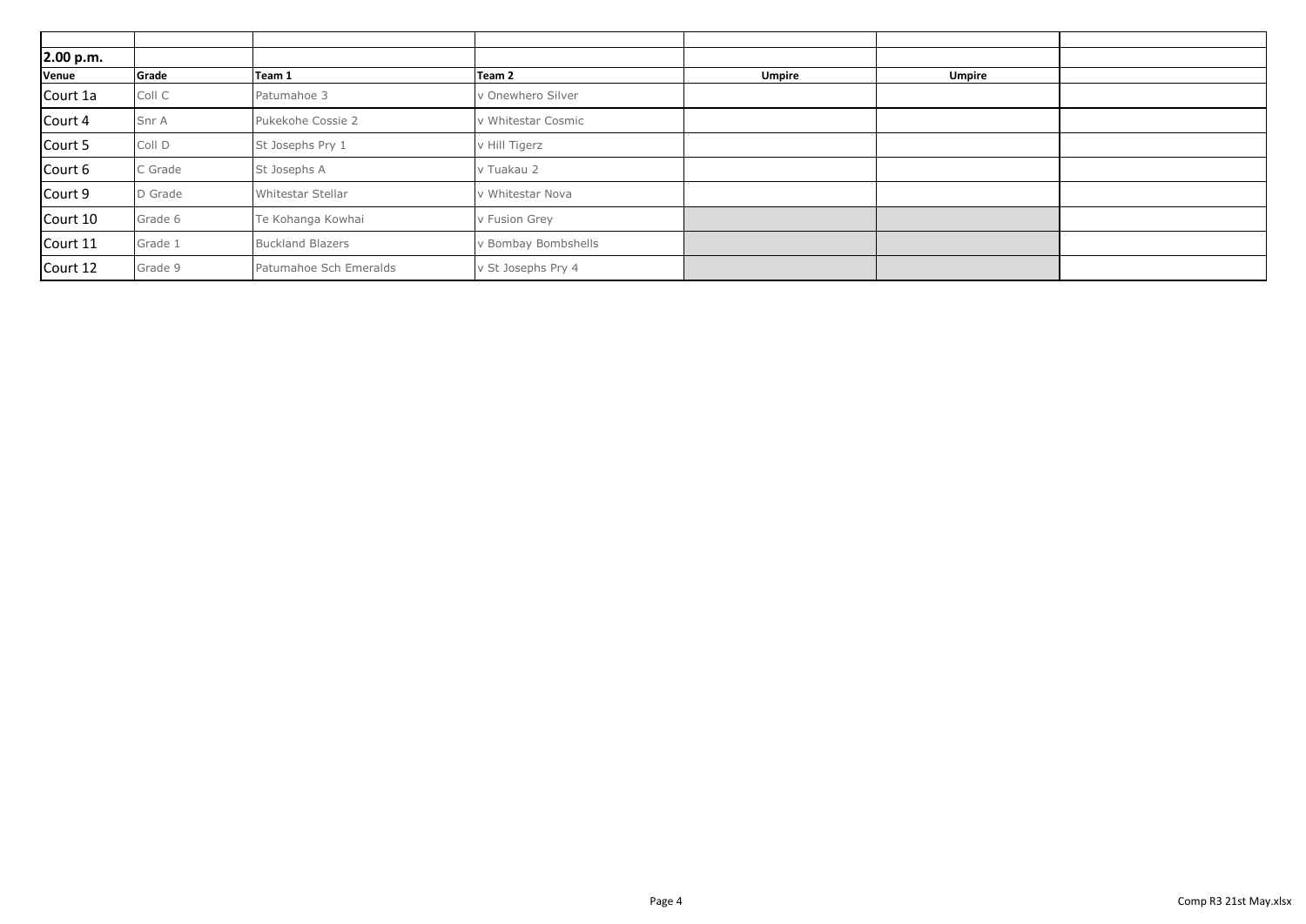| | | | | | | |
|---|---|---|---|---|---|---|
| **2.00 p.m.** | | | | | | |
| **Venue** | **Grade** | **Team 1** | **Team 2** | **Umpire** | **Umpire** | |
| Court 1a | Coll C | Patumahoe 3 | v Onewhero Silver | | | |
| Court 4 | Snr A | Pukekohe Cossie 2 | v Whitestar Cosmic | | | |
| Court 5 | Coll D | St Josephs Pry 1 | v Hill Tigerz | | | |
| Court 6 | C Grade | St Josephs A | v Tuakau 2 | | | |
| Court 9 | D Grade | Whitestar Stellar | v Whitestar Nova | | | |
| Court 10 | Grade 6 | Te Kohanga Kowhai | v Fusion Grey | | | |
| Court 11 | Grade 1 | Buckland Blazers | v Bombay Bombshells | | | |
| Court 12 | Grade 9 | Patumahoe Sch Emeralds | v St Josephs Pry 4 | | | |